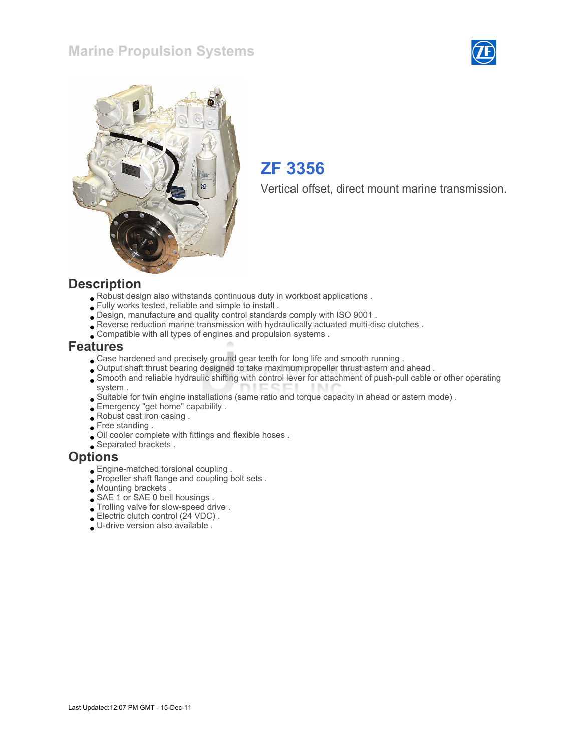# Marine Propulsion Systems

## ZF 3356

Vertical offset, direct mount marine transmission.

## Description

- Robust design also withstands continuous duty in workboat applications .
- Fully works tested, reliable and simple to install .
- Design, manufacture and quality control standards comply with ISO 9001 .
- Reverse reduction marine transmission with hydraulically actuated multi-disc clutches .
- Compatible with all types of engines and propulsion systems .

## Features

- Case hardened and precisely ground gear teeth for long life and smooth running .
- Output shaft thrust bearing designed to take maximum propeller thrust astern and ahead .
- Smooth and reliable hydraulic shifting with control lever for attachment of push-pull cable or other operating system .
- Suitable for twin engine installations (same ratio and torque capacity in ahead or astern mode) .
- Emergency "get home" capability .
- Robust cast iron casing .
- Free standing .
- Oil cooler complete with fittings and flexible hoses .
- Separated brackets .

## Options

- Engine-matched torsional coupling .
- Propeller shaft flange and coupling bolt sets .
- Mounting brackets .
- SAE 1 or SAE 0 bell housings .
- Trolling valve for slow-speed drive .
- Electric clutch control (24 VDC) .
- U-drive version also available .

Last Updated:12:07 PM GMT - 15-Dec-11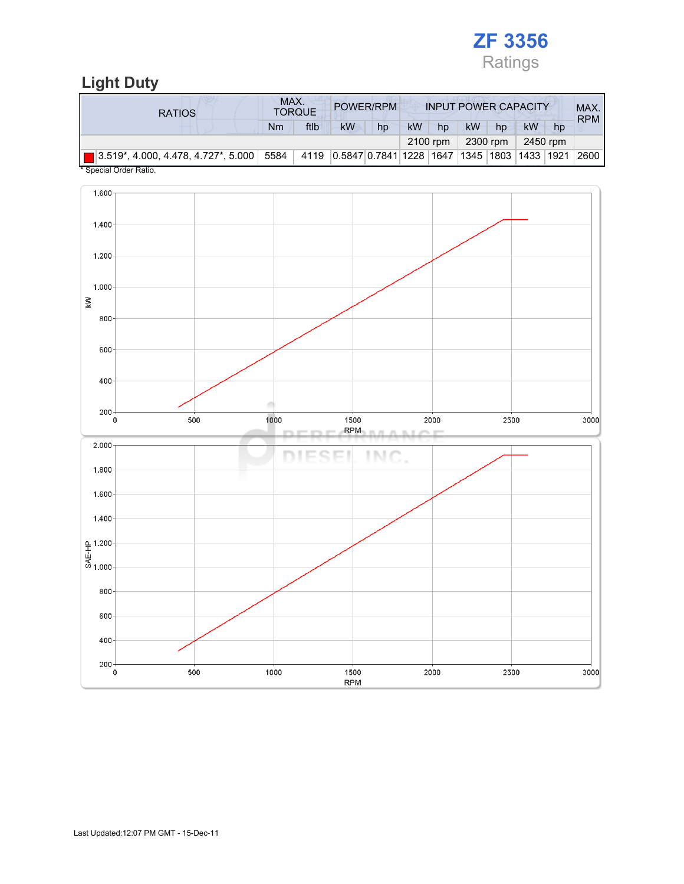# ZF 3356

Ratings

## Light Duty

| RATIOS | MAX. TORQUE | | POWER/RPM | | INPUT POWER CAPACITY | | | | | | MAX. RPM |
|---|---|---|---|---|---|---|---|---|---|---|---|
| | Nm | ftlb | kW | hp | kW | hp | kW | hp | kW | hp | |
| | | | | | 2100 rpm | | 2300 rpm | | 2450 rpm | | |
| 3.519*, 4.000, 4.478, 4.727*, 5.000 | 5584 | 4119 | 0.5847 | 0.7841 | 1228 | 1647 | 1345 | 1803 | 1433 | 1921 | 2600 |

\* Special Order Ratio.

Last Updated:12:07 PM GMT - 15-Dec-11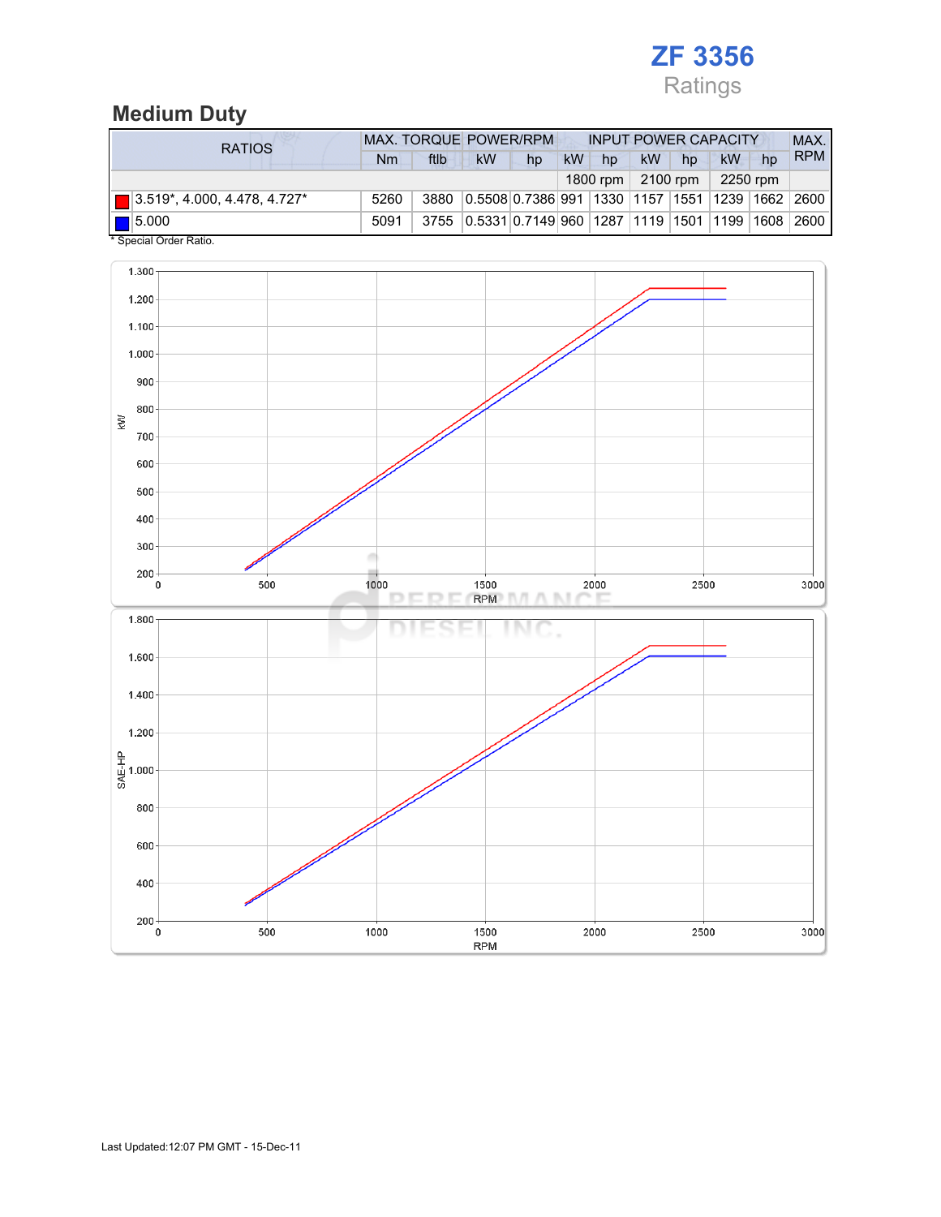# ZF 3356

Ratings

## Medium Duty

| RATIOS | MAX. TORQUE | | POWER/RPM | | INPUT POWER CAPACITY | | | | | | MAX. RPM |
|---|---|---|---|---|---|---|---|---|---|---|---|
| | Nm | ftlb | kW | hp | kW | hp | kW | hp | kW | hp | |
| | | | | | 1800 rpm | | 2100 rpm | | 2250 rpm | | |
| 3.519*, 4.000, 4.478, 4.727* | 5260 | 3880 | 0.5508 | 0.7386 | 991 | 1330 | 1157 | 1551 | 1239 | 1662 | 2600 |
| 5.000 | 5091 | 3755 | 0.5331 | 0.7149 | 960 | 1287 | 1119 | 1501 | 1199 | 1608 | 2600 |

* Special Order Ratio.

Last Updated:12:07 PM GMT - 15-Dec-11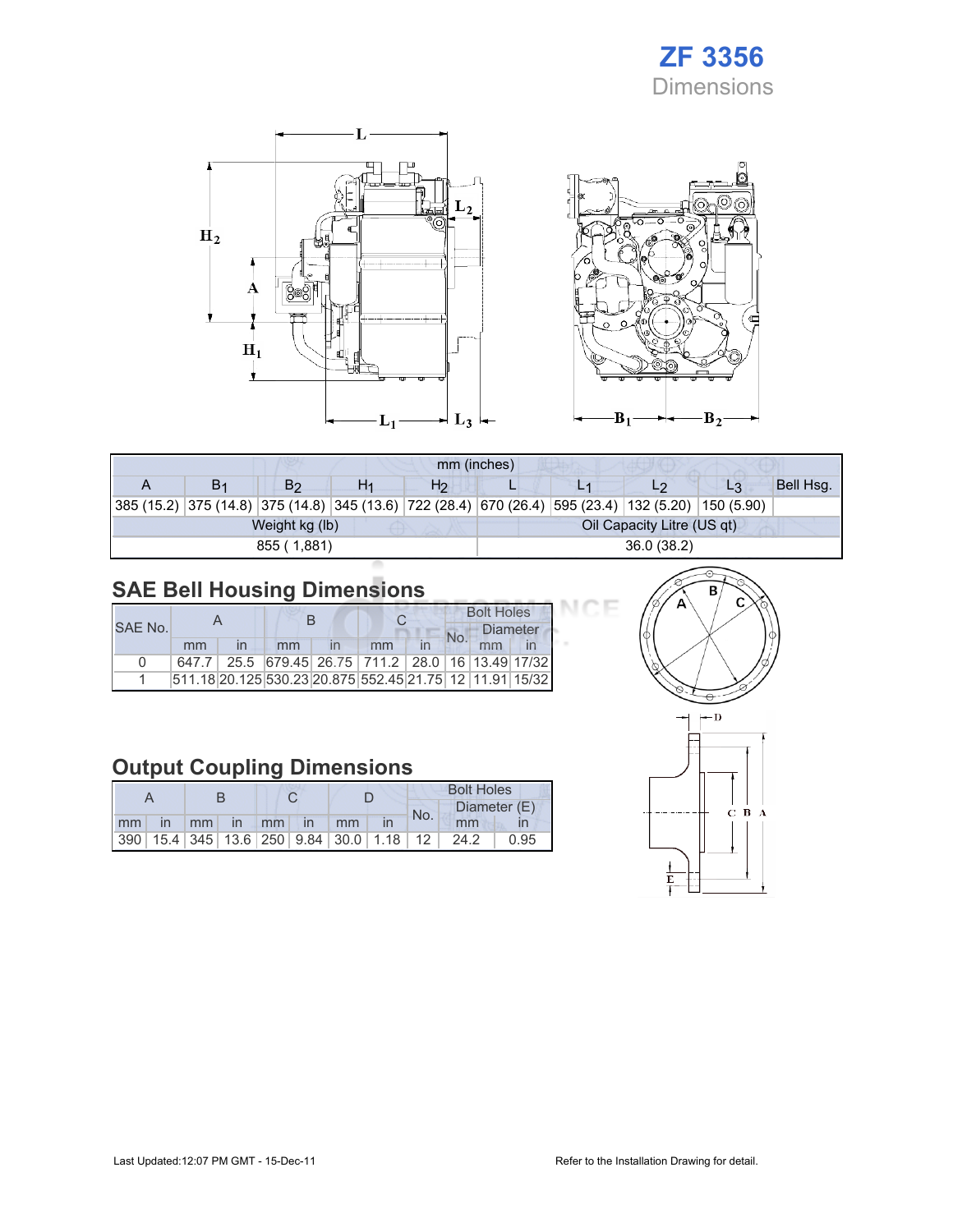# ZF 3356
## Dimensions

| mm (inches) | | | | | | | | | |
|---|---|---|---|---|---|---|---|---|---|
| A | $B_1$ | $B_2$ | $H_1$ | $H_2$ | L | $L_1$ | $L_2$ | $L_3$ | Bell Hsg. |
| 385 (15.2) | 375 (14.8) | 375 (14.8) | 345 (13.6) | 722 (28.4) | 670 (26.4) | 595 (23.4) | 132 (5.20) | 150 (5.90) | |
| Weight kg (lb) | | | | | Oil Capacity Litre (US qt) | | | | |
| 855 ( 1,881) | | | | | 36.0 (38.2) | | | | |

## SAE Bell Housing Dimensions

| SAE No. | A | | B | | C | | Bolt Holes | | |
|---|---|---|---|---|---|---|---|---|---|
| | | | | | | | No. | Diameter | |
| | mm | in | mm | in | mm | in | | mm | in |
| 0 | 647.7 | 25.5 | 679.45 | 26.75 | 711.2 | 28.0 | 16 | 13.49 | 17/32 |
| 1 | 511.18 | 20.125 | 530.23 | 20.875 | 552.45 | 21.75 | 12 | 11.91 | 15/32 |

## Output Coupling Dimensions

| A | | B | | C | | D | | Bolt Holes | | |
|---|---|---|---|---|---|---|---|---|---|---|
| | | | | | | | | No. | Diameter (E) | |
| mm | in | mm | in | mm | in | mm | in | | mm | in |
| 390 | 15.4 | 345 | 13.6 | 250 | 9.84 | 30.0 | 1.18 | 12 | 24.2 | 0.95 |

Last Updated:12:07 PM GMT - 15-Dec-11

Refer to the Installation Drawing for detail.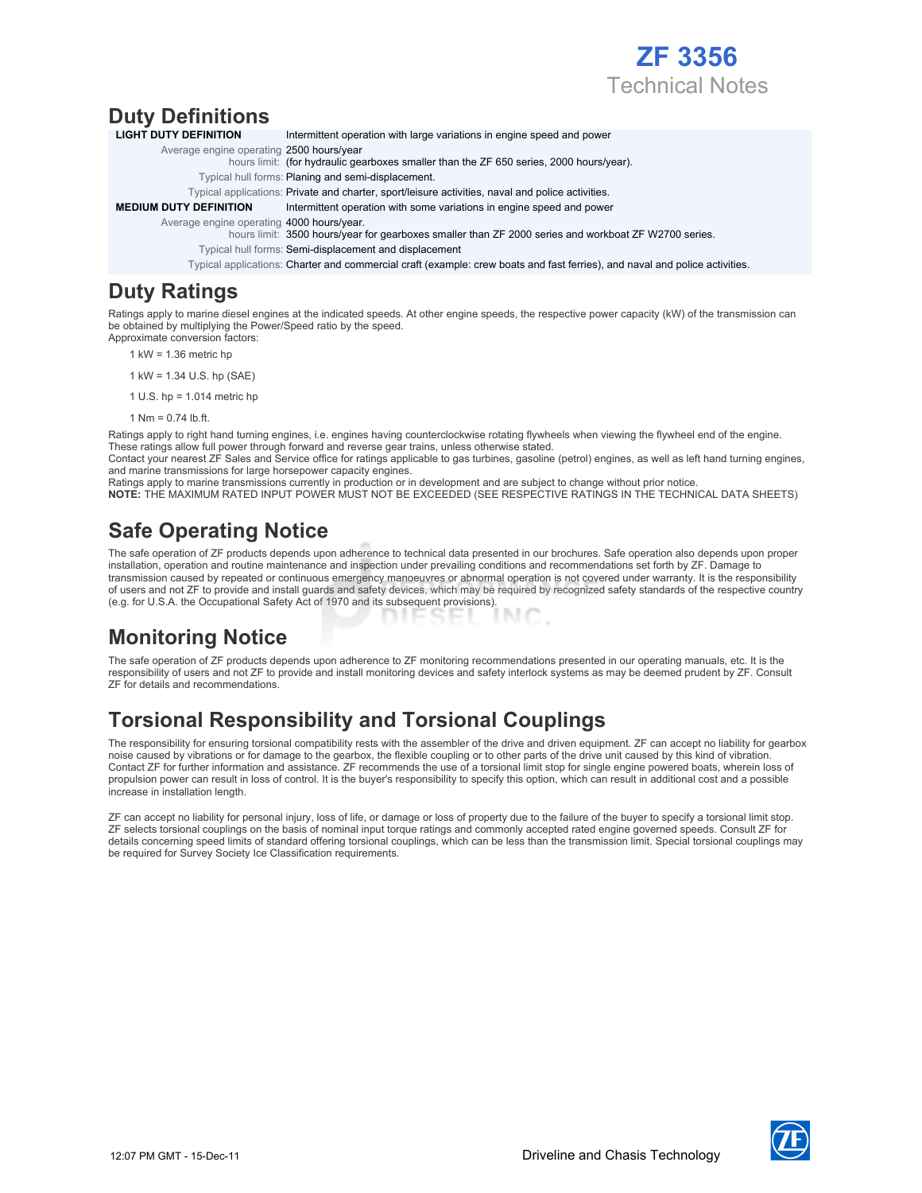# ZF 3356
Technical Notes

## Duty Definitions

| | |
|---|---|
| **LIGHT DUTY DEFINITION** | Intermittent operation with large variations in engine speed and power |
| Average engine operating hours limit: | 2500 hours/year (for hydraulic gearboxes smaller than the ZF 650 series, 2000 hours/year). |
| Typical hull forms: | Planing and semi-displacement. |
| Typical applications: | Private and charter, sport/leisure activities, naval and police activities. |
| **MEDIUM DUTY DEFINITION** | Intermittent operation with some variations in engine speed and power |
| Average engine operating hours limit: | 4000 hours/year. 3500 hours/year for gearboxes smaller than ZF 2000 series and workboat ZF W2700 series. |
| Typical hull forms: | Semi-displacement and displacement |
| Typical applications: | Charter and commercial craft (example: crew boats and fast ferries), and naval and police activities. |

## Duty Ratings

Ratings apply to marine diesel engines at the indicated speeds. At other engine speeds, the respective power capacity (kW) of the transmission can be obtained by multiplying the Power/Speed ratio by the speed.
Approximate conversion factors:

1 kW = 1.36 metric hp

1 kW = 1.34 U.S. hp (SAE)

1 U.S. hp = 1.014 metric hp

1 Nm = 0.74 lb.ft.

Ratings apply to right hand turning engines, i.e. engines having counterclockwise rotating flywheels when viewing the flywheel end of the engine. These ratings allow full power through forward and reverse gear trains, unless otherwise stated.
Contact your nearest ZF Sales and Service office for ratings applicable to gas turbines, gasoline (petrol) engines, as well as left hand turning engines, and marine transmissions for large horsepower capacity engines.
Ratings apply to marine transmissions currently in production or in development and are subject to change without prior notice.
**NOTE:** THE MAXIMUM RATED INPUT POWER MUST NOT BE EXCEEDED (SEE RESPECTIVE RATINGS IN THE TECHNICAL DATA SHEETS)

## Safe Operating Notice

The safe operation of ZF products depends upon adherence to technical data presented in our brochures. Safe operation also depends upon proper installation, operation and routine maintenance and inspection under prevailing conditions and recommendations set forth by ZF. Damage to transmission caused by repeated or continuous emergency manoeuvres or abnormal operation is not covered under warranty. It is the responsibility of users and not ZF to provide and install guards and safety devices, which may be required by recognized safety standards of the respective country (e.g. for U.S.A. the Occupational Safety Act of 1970 and its subsequent provisions).

## Monitoring Notice

The safe operation of ZF products depends upon adherence to ZF monitoring recommendations presented in our operating manuals, etc. It is the responsibility of users and not ZF to provide and install monitoring devices and safety interlock systems as may be deemed prudent by ZF. Consult ZF for details and recommendations.

## Torsional Responsibility and Torsional Couplings

The responsibility for ensuring torsional compatibility rests with the assembler of the drive and driven equipment. ZF can accept no liability for gearbox noise caused by vibrations or for damage to the gearbox, the flexible coupling or to other parts of the drive unit caused by this kind of vibration. Contact ZF for further information and assistance. ZF recommends the use of a torsional limit stop for single engine powered boats, wherein loss of propulsion power can result in loss of control. It is the buyer's responsibility to specify this option, which can result in additional cost and a possible increase in installation length.

ZF can accept no liability for personal injury, loss of life, or damage or loss of property due to the failure of the buyer to specify a torsional limit stop. ZF selects torsional couplings on the basis of nominal input torque ratings and commonly accepted rated engine governed speeds. Consult ZF for details concerning speed limits of standard offering torsional couplings, which can be less than the transmission limit. Special torsional couplings may be required for Survey Society Ice Classification requirements.

12:07 PM GMT - 15-Dec-11

Driveline and Chasis Technology